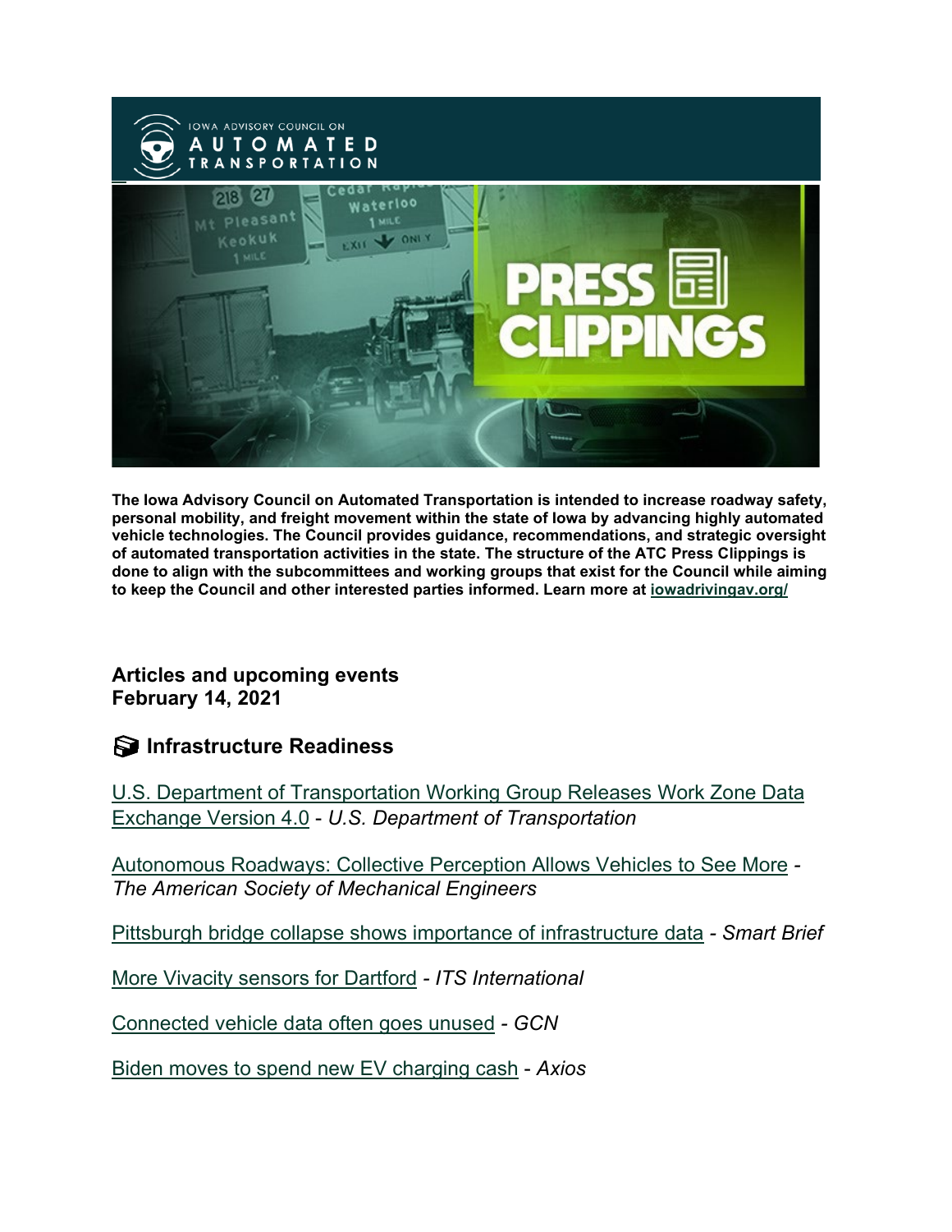**The Iowa Advisory Council on Automated Transportation is intended to increase roadway safety, personal mobility, and freight movement within the state of Iowa by advancing highly automated vehicle technologies. The Council provides guidance, recommendations, and strategic oversight of automated transportation activities in the state. The structure of the ATC Press Clippings is done to align with the subcommittees and working groups that exist for the Council while aiming to keep the Council and other interested parties informed. Learn more at iowadrivingav.org/**

## Articles and upcoming events
## February 14, 2021

### Infrastructure Readiness

U.S. Department of Transportation Working Group Releases Work Zone Data Exchange Version 4.0 - *U.S. Department of Transportation*

Autonomous Roadways: Collective Perception Allows Vehicles to See More - *The American Society of Mechanical Engineers*

Pittsburgh bridge collapse shows importance of infrastructure data - *Smart Brief*

More Vivacity sensors for Dartford - *ITS International*

Connected vehicle data often goes unused - *GCN*

Biden moves to spend new EV charging cash - *Axios*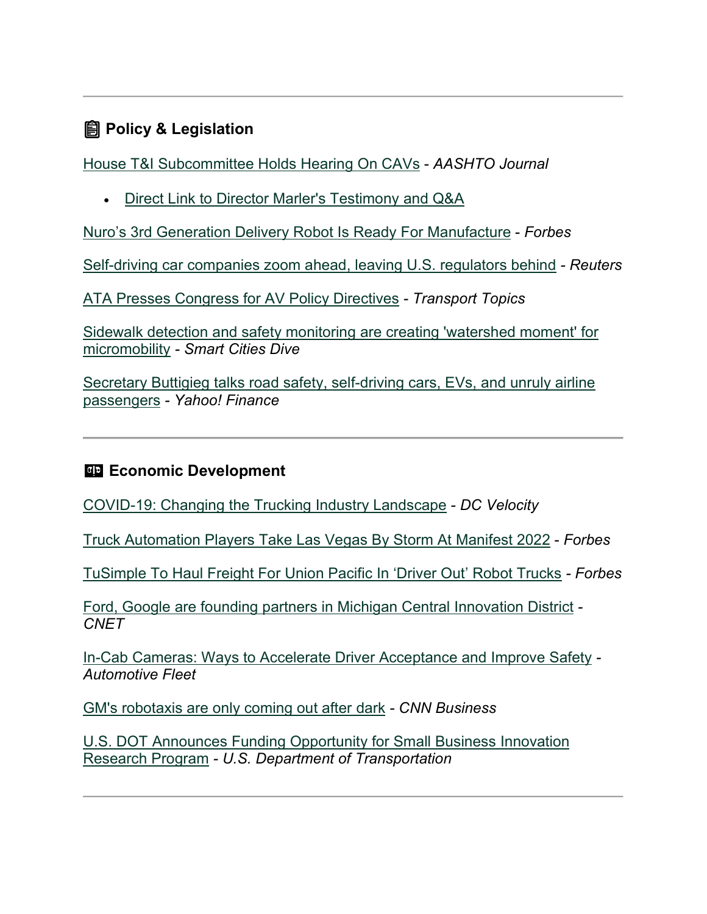---

## 📋 Policy & Legislation

House T&I Subcommittee Holds Hearing On CAVs - *AASHTO Journal*

- Direct Link to Director Marler's Testimony and Q&A

Nuro's 3rd Generation Delivery Robot Is Ready For Manufacture - *Forbes*

Self-driving car companies zoom ahead, leaving U.S. regulators behind - *Reuters*

ATA Presses Congress for AV Policy Directives - *Transport Topics*

Sidewalk detection and safety monitoring are creating 'watershed moment' for micromobility - *Smart Cities Dive*

Secretary Buttigieg talks road safety, self-driving cars, EVs, and unruly airline passengers - *Yahoo! Finance*

---

## Economic Development

COVID-19: Changing the Trucking Industry Landscape - *DC Velocity*

Truck Automation Players Take Las Vegas By Storm At Manifest 2022 - *Forbes*

TuSimple To Haul Freight For Union Pacific In 'Driver Out' Robot Trucks - *Forbes*

Ford, Google are founding partners in Michigan Central Innovation District - *CNET*

In-Cab Cameras: Ways to Accelerate Driver Acceptance and Improve Safety - *Automotive Fleet*

GM's robotaxis are only coming out after dark - *CNN Business*

U.S. DOT Announces Funding Opportunity for Small Business Innovation Research Program - *U.S. Department of Transportation*

---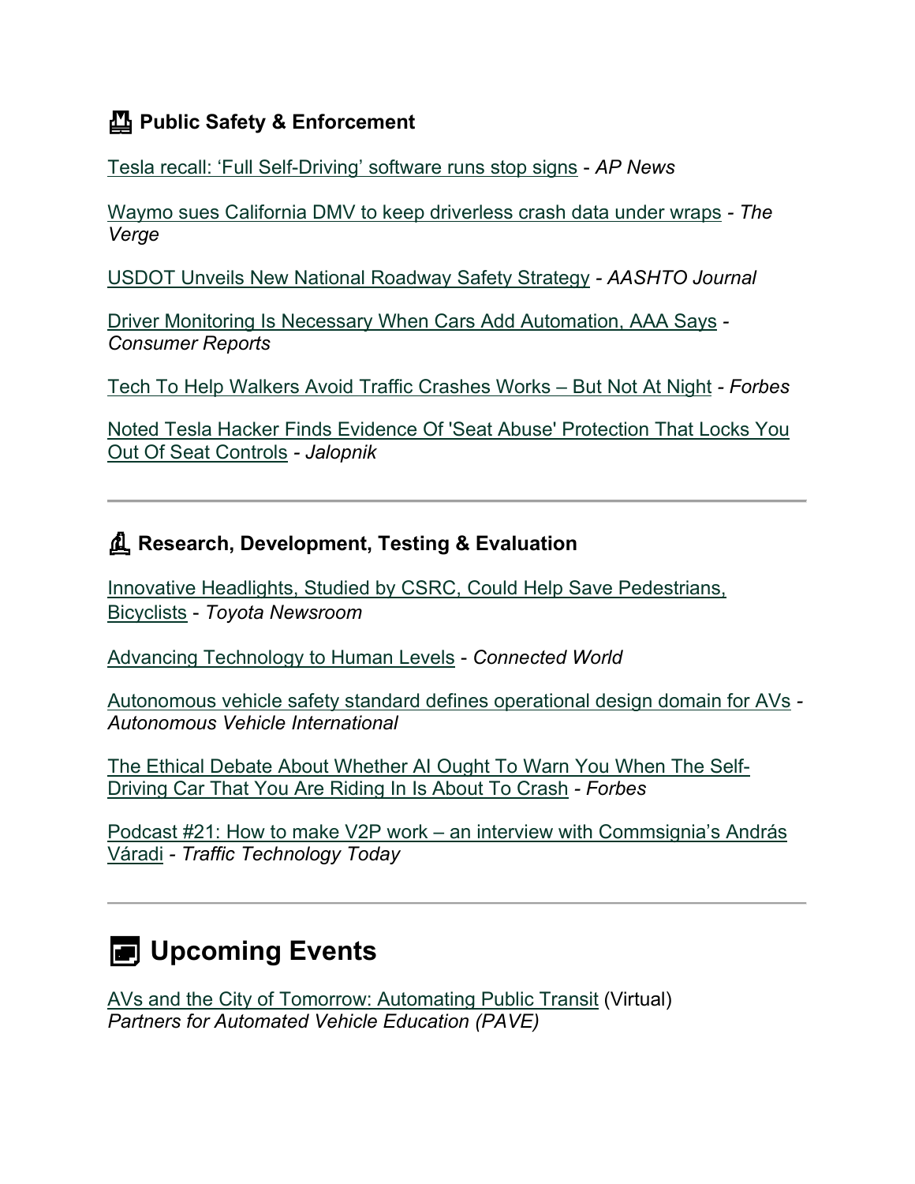### Public Safety & Enforcement

Tesla recall: 'Full Self-Driving' software runs stop signs - *AP News*

Waymo sues California DMV to keep driverless crash data under wraps - *The Verge*

USDOT Unveils New National Roadway Safety Strategy - *AASHTO Journal*

Driver Monitoring Is Necessary When Cars Add Automation, AAA Says - *Consumer Reports*

Tech To Help Walkers Avoid Traffic Crashes Works – But Not At Night - *Forbes*

Noted Tesla Hacker Finds Evidence Of 'Seat Abuse' Protection That Locks You Out Of Seat Controls - *Jalopnik*

---

### Research, Development, Testing & Evaluation

Innovative Headlights, Studied by CSRC, Could Help Save Pedestrians, Bicyclists - *Toyota Newsroom*

Advancing Technology to Human Levels - *Connected World*

Autonomous vehicle safety standard defines operational design domain for AVs - *Autonomous Vehicle International*

The Ethical Debate About Whether AI Ought To Warn You When The Self-Driving Car That You Are Riding In Is About To Crash - *Forbes*

Podcast #21: How to make V2P work – an interview with Commsignia's András Váradi - *Traffic Technology Today*

---

## Upcoming Events

AVs and the City of Tomorrow: Automating Public Transit (Virtual)
*Partners for Automated Vehicle Education (PAVE)*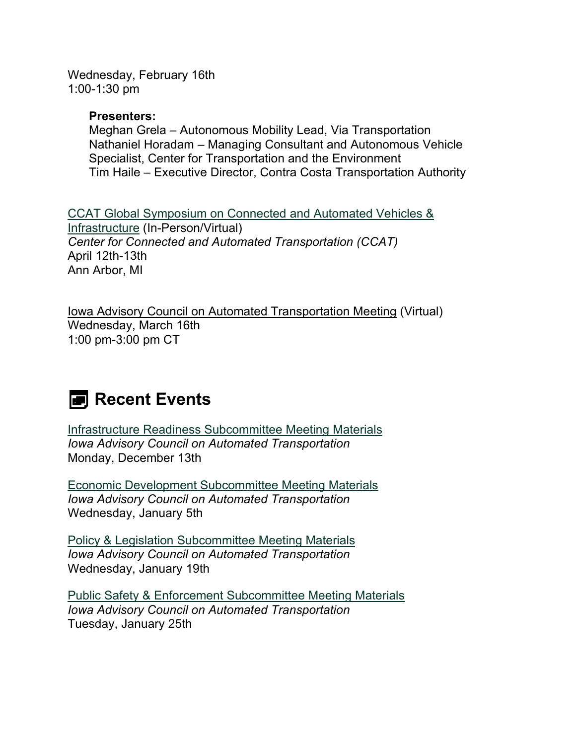Wednesday, February 16th
1:00-1:30 pm

**Presenters:**
Meghan Grela – Autonomous Mobility Lead, Via Transportation
Nathaniel Horadam – Managing Consultant and Autonomous Vehicle Specialist, Center for Transportation and the Environment
Tim Haile – Executive Director, Contra Costa Transportation Authority

CCAT Global Symposium on Connected and Automated Vehicles & Infrastructure (In-Person/Virtual)
*Center for Connected and Automated Transportation (CCAT)*
April 12th-13th
Ann Arbor, MI

Iowa Advisory Council on Automated Transportation Meeting (Virtual)
Wednesday, March 16th
1:00 pm-3:00 pm CT

## Recent Events

Infrastructure Readiness Subcommittee Meeting Materials
*Iowa Advisory Council on Automated Transportation*
Monday, December 13th

Economic Development Subcommittee Meeting Materials
*Iowa Advisory Council on Automated Transportation*
Wednesday, January 5th

Policy & Legislation Subcommittee Meeting Materials
*Iowa Advisory Council on Automated Transportation*
Wednesday, January 19th

Public Safety & Enforcement Subcommittee Meeting Materials
*Iowa Advisory Council on Automated Transportation*
Tuesday, January 25th